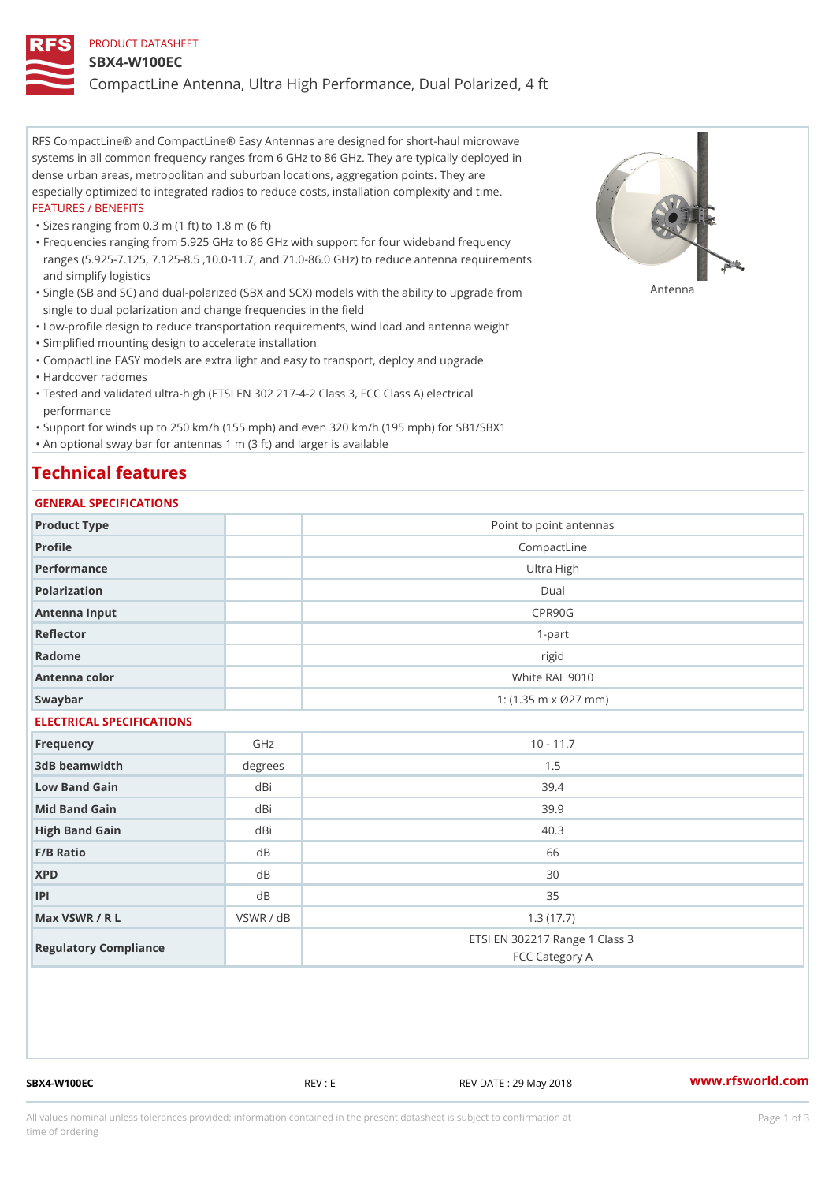PRODUCT DATASHEET

# SBX4-W100EC

CompactLine Antenna, Ultra High Performance, Dual Polarized, 4 ft

RFS CompactLine® and CompactLine® Easy Antennas are designed for short-haul microwave systems in all common frequency ranges from 6 GHz to 86 GHz. They are typically deployed in dense urban areas, metropolitan and suburban locations, aggregation points. They are especially optimized to integrated radios to reduce costs, installation complexity and time.

FEATURES / BENEFITS

- Sizes ranging from 0.3 m (1 ft) to 1.8 m (6 ft)
- Frequencies ranging from 5.925 GHz to 86 GHz with support for four wideband frequency ranges (5.925-7.125, 7.125-8.5 ,10.0-11.7, and 71.0-86.0 GHz) to reduce antenna requirements and simplify logistics
- Single (SB and SC) and dual-polarized (SBX and SCX) models with the ability to upgrade from single to dual polarization and change frequencies in the field
- Low-profile design to reduce transportation requirements, wind load and antenna weight
- Simplified mounting design to accelerate installation
- CompactLine EASY models are extra light and easy to transport, deploy and upgrade
- Hardcover radomes
- Tested and validated ultra-high (ETSI EN 302 217-4-2 Class 3, FCC Class A) electrical performance
- Support for winds up to 250 km/h (155 mph) and even 320 km/h (195 mph) for SB1/SBX1
- An optional sway bar for antennas 1 m (3 ft) and larger is available

Antenna

## Technical features

### GENERAL SPECIFICATIONS

| | | |
|---|---|---|
| Product Type | | Point to point antennas |
| Profile | | CompactLine |
| Performance | | Ultra High |
| Polarization | | Dual |
| Antenna Input | | CPR90G |
| Reflector | | 1-part |
| Radome | | rigid |
| Antenna color | | White RAL 9010 |
| Swaybar | | 1: (1.35 m x Ø27 mm) |

### ELECTRICAL SPECIFICATIONS

| | | |
|---|---|---|
| Frequency | GHz | 10 - 11.7 |
| 3dB beamwidth | degrees | 1.5 |
| Low Band Gain | dBi | 39.4 |
| Mid Band Gain | dBi | 39.9 |
| High Band Gain | dBi | 40.3 |
| F/B Ratio | dB | 66 |
| XPD | dB | 30 |
| IPI | dB | 35 |
| Max VSWR / R L | VSWR / dB | 1.3 (17.7) |
| Regulatory Compliance | | ETSI EN 302217 Range 1 Class 3<br>FCC Category A |

SBX4-W100EC REV : E REV DATE : 29 May 2018 www.rfsworld.com

All values nominal unless tolerances provided; information contained in the present datasheet is subject to confirmation at time of ordering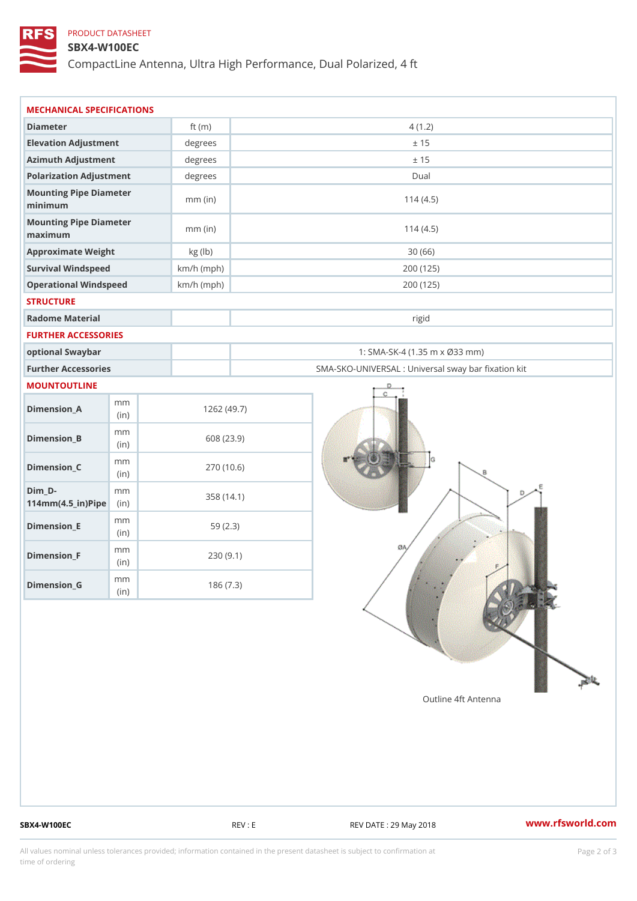PRODUCT DATASHEET

# SBX4-W100EC

CompactLine Antenna, Ultra High Performance, Dual Polarized, 4 ft

## MECHANICAL SPECIFICATIONS

| | | |
|---|---|---|
| Diameter | ft (m) | 4 (1.2) |
| Elevation Adjustment | degrees | ± 15 |
| Azimuth Adjustment | degrees | ± 15 |
| Polarization Adjustment | degrees | Dual |
| Mounting Pipe Diameter minimum | mm (in) | 114 (4.5) |
| Mounting Pipe Diameter maximum | mm (in) | 114 (4.5) |
| Approximate Weight | kg (lb) | 30 (66) |
| Survival Windspeed | km/h (mph) | 200 (125) |
| Operational Windspeed | km/h (mph) | 200 (125) |

## STRUCTURE

| | | |
|---|---|---|
| Radome Material | | rigid |

## FURTHER ACCESSORIES

| | | |
|---|---|---|
| optional Swaybar | | 1: SMA-SK-4 (1.35 m x Ø33 mm) |
| Further Accessories | | SMA-SKO-UNIVERSAL : Universal sway bar fixation kit |

## MOUNTOUTLINE

| | | |
|---|---|---|
| Dimension_A | mm (in) | 1262 (49.7) |
| Dimension_B | mm (in) | 608 (23.9) |
| Dimension_C | mm (in) | 270 (10.6) |
| Dim_D-114mm(4.5_in)Pipe | mm (in) | 358 (14.1) |
| Dimension_E | mm (in) | 59 (2.3) |
| Dimension_F | mm (in) | 230 (9.1) |
| Dimension_G | mm (in) | 186 (7.3) |

Outline 4ft Antenna

SBX4-W100EC REV : E REV DATE : 29 May 2018 www.rfsworld.com

All values nominal unless tolerances provided; information contained in the present datasheet is subject to confirmation at time of ordering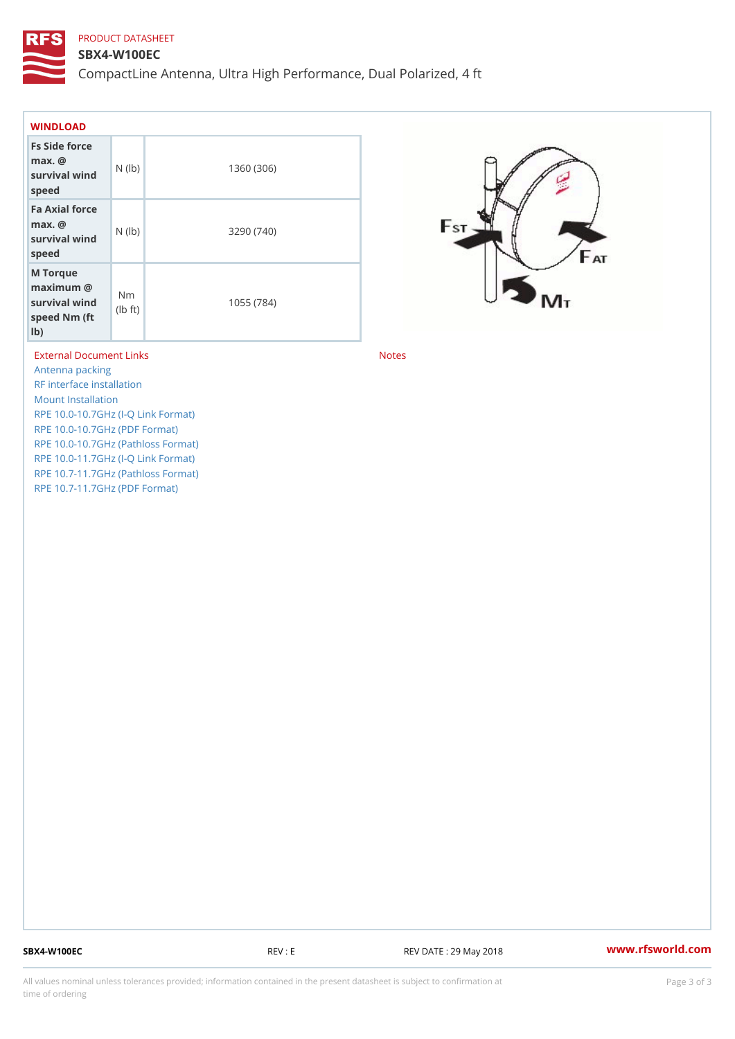## WINDLOAD

| | | |
|---|---|---|
| Fs Side force max. @ survival wind speed | N (lb) | 1360 (306) |
| Fa Axial force max. @ survival wind speed | N (lb) | 3290 (740) |
| M Torque maximum @ survival wind speed Nm (ft lb) | Nm (lb ft) | 1055 (784) |

FST

FAT

MT

External Document Links

Antenna packing

RF interface installation

Mount Installation

RPE 10.0-10.7GHz (I-Q Link Format)

RPE 10.0-10.7GHz (PDF Format)

RPE 10.0-10.7GHz (Pathloss Format)

RPE 10.0-11.7GHz (I-Q Link Format)

RPE 10.7-11.7GHz (Pathloss Format)

RPE 10.7-11.7GHz (PDF Format)

Notes

SBX4-W100EC REV : E REV DATE : 29 May 2018 www.rfsworld.com

All values nominal unless tolerances provided; information contained in the present datasheet is subject to confirmation at time of ordering